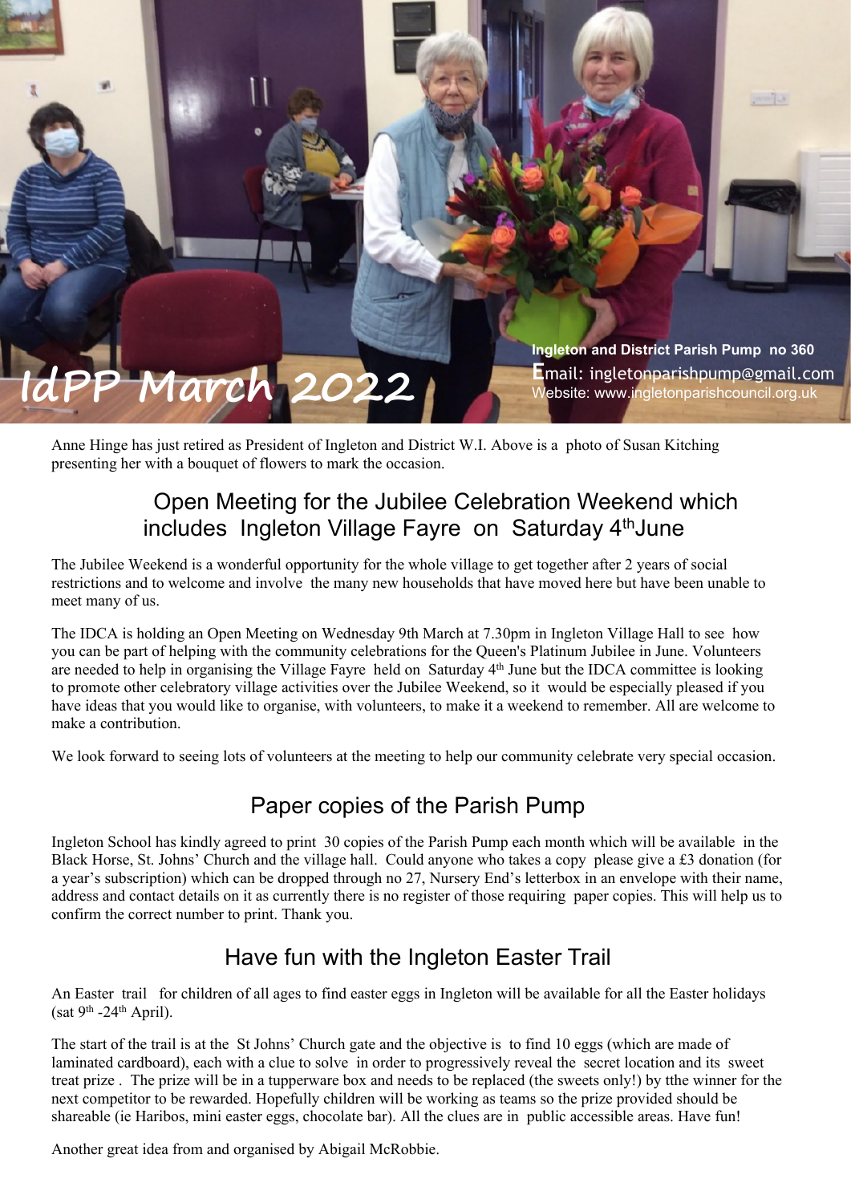# IdPP March 2022

**Ingleton and District Parish Pump no 360**

Email: ingletonparishpump@gmail.com

Website: www.ingletonparishcouncil.org.uk

Anne Hinge has just retired as President of Ingleton and District W.I. Above is a photo of Susan Kitching presenting her with a bouquet of flowers to mark the occasion.

## Open Meeting for the Jubilee Celebration Weekend which includes Ingleton Village Fayre on Saturday 4th June

The Jubilee Weekend is a wonderful opportunity for the whole village to get together after 2 years of social restrictions and to welcome and involve the many new households that have moved here but have been unable to meet many of us.

The IDCA is holding an Open Meeting on Wednesday 9th March at 7.30pm in Ingleton Village Hall to see how you can be part of helping with the community celebrations for the Queen's Platinum Jubilee in June. Volunteers are needed to help in organising the Village Fayre held on Saturday 4th June but the IDCA committee is looking to promote other celebratory village activities over the Jubilee Weekend, so it would be especially pleased if you have ideas that you would like to organise, with volunteers, to make it a weekend to remember. All are welcome to make a contribution.

We look forward to seeing lots of volunteers at the meeting to help our community celebrate very special occasion.

## Paper copies of the Parish Pump

Ingleton School has kindly agreed to print 30 copies of the Parish Pump each month which will be available in the Black Horse, St. Johns' Church and the village hall. Could anyone who takes a copy please give a £3 donation (for a year's subscription) which can be dropped through no 27, Nursery End's letterbox in an envelope with their name, address and contact details on it as currently there is no register of those requiring paper copies. This will help us to confirm the correct number to print. Thank you.

## Have fun with the Ingleton Easter Trail

An Easter trail for children of all ages to find easter eggs in Ingleton will be available for all the Easter holidays (sat 9th -24th April).

The start of the trail is at the St Johns' Church gate and the objective is to find 10 eggs (which are made of laminated cardboard), each with a clue to solve in order to progressively reveal the secret location and its sweet treat prize . The prize will be in a tupperware box and needs to be replaced (the sweets only!) by tthe winner for the next competitor to be rewarded. Hopefully children will be working as teams so the prize provided should be shareable (ie Haribos, mini easter eggs, chocolate bar). All the clues are in public accessible areas. Have fun!

Another great idea from and organised by Abigail McRobbie.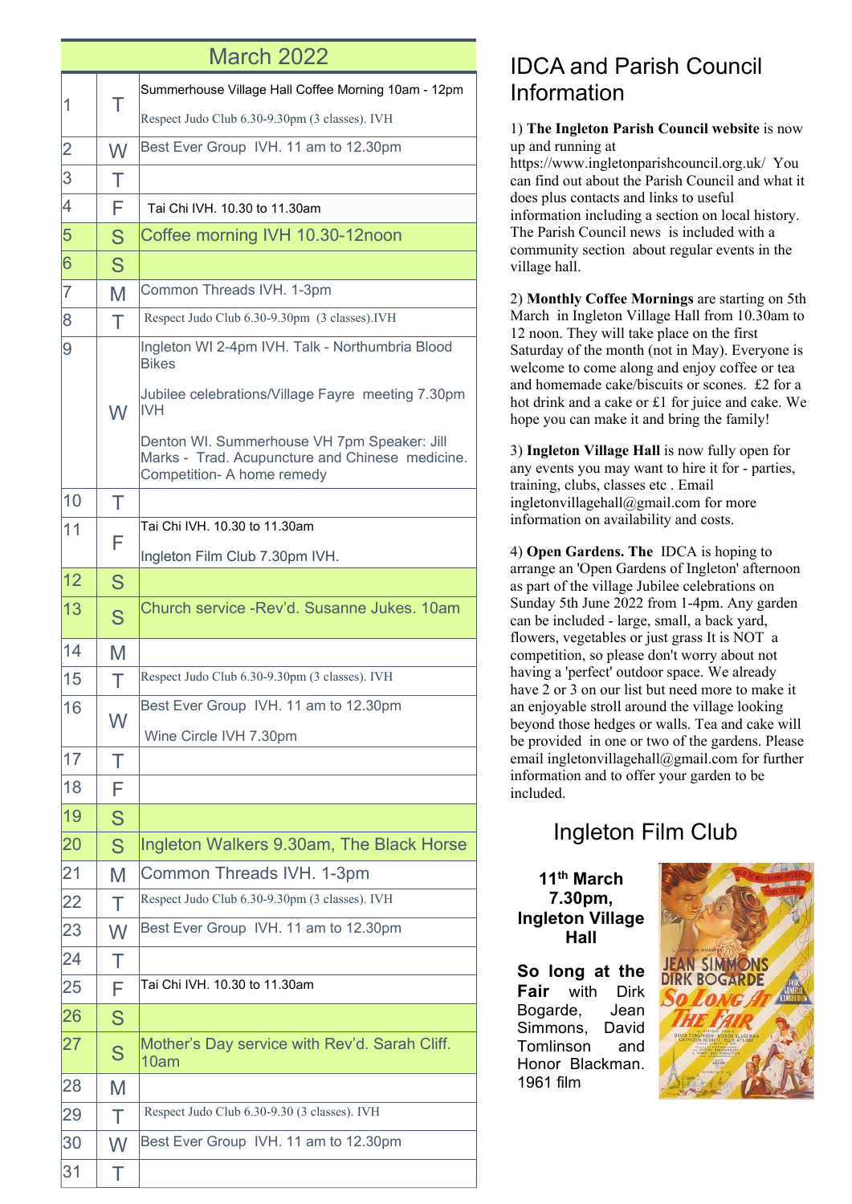## March 2022

| | | |
|---|---|---|
| 1 | T | Summerhouse Village Hall Coffee Morning 10am - 12pm<br>Respect Judo Club 6.30-9.30pm (3 classes). IVH |
| 2 | W | Best Ever Group IVH. 11 am to 12.30pm |
| 3 | T | |
| 4 | F | Tai Chi IVH. 10.30 to 11.30am |
| 5 | S | Coffee morning IVH 10.30-12noon |
| 6 | S | |
| 7 | M | Common Threads IVH. 1-3pm |
| 8 | T | Respect Judo Club 6.30-9.30pm (3 classes).IVH |
| 9 | W | Ingleton WI 2-4pm IVH. Talk - Northumbria Blood Bikes<br>Jubilee celebrations/Village Fayre meeting 7.30pm IVH<br>Denton WI. Summerhouse VH 7pm Speaker: Jill Marks - Trad. Acupuncture and Chinese medicine. Competition- A home remedy |
| 10 | T | |
| 11 | F | Tai Chi IVH. 10.30 to 11.30am<br>Ingleton Film Club 7.30pm IVH. |
| 12 | S | |
| 13 | S | Church service -Rev'd. Susanne Jukes. 10am |
| 14 | M | |
| 15 | T | Respect Judo Club 6.30-9.30pm (3 classes). IVH |
| 16 | W | Best Ever Group IVH. 11 am to 12.30pm<br>Wine Circle IVH 7.30pm |
| 17 | T | |
| 18 | F | |
| 19 | S | |
| 20 | S | Ingleton Walkers 9.30am, The Black Horse |
| 21 | M | Common Threads IVH. 1-3pm |
| 22 | T | Respect Judo Club 6.30-9.30pm (3 classes). IVH |
| 23 | W | Best Ever Group IVH. 11 am to 12.30pm |
| 24 | T | |
| 25 | F | Tai Chi IVH. 10.30 to 11.30am |
| 26 | S | |
| 27 | S | Mother's Day service with Rev'd. Sarah Cliff. 10am |
| 28 | M | |
| 29 | T | Respect Judo Club 6.30-9.30 (3 classes). IVH |
| 30 | W | Best Ever Group IVH. 11 am to 12.30pm |
| 31 | T | |

# IDCA and Parish Council Information

1) **The Ingleton Parish Council website** is now up and running at https://www.ingletonparishcouncil.org.uk/ You can find out about the Parish Council and what it does plus contacts and links to useful information including a section on local history. The Parish Council news is included with a community section about regular events in the village hall.

2) **Monthly Coffee Mornings** are starting on 5th March in Ingleton Village Hall from 10.30am to 12 noon. They will take place on the first Saturday of the month (not in May). Everyone is welcome to come along and enjoy coffee or tea and homemade cake/biscuits or scones. £2 for a hot drink and a cake or £1 for juice and cake. We hope you can make it and bring the family!

3) **Ingleton Village Hall** is now fully open for any events you may want to hire it for - parties, training, clubs, classes etc . Email ingletonvillagehall@gmail.com for more information on availability and costs.

4) **Open Gardens. The** IDCA is hoping to arrange an 'Open Gardens of Ingleton' afternoon as part of the village Jubilee celebrations on Sunday 5th June 2022 from 1-4pm. Any garden can be included - large, small, a back yard, flowers, vegetables or just grass It is NOT a competition, so please don't worry about not having a 'perfect' outdoor space. We already have 2 or 3 on our list but need more to make it an enjoyable stroll around the village looking beyond those hedges or walls. Tea and cake will be provided in one or two of the gardens. Please email ingletonvillagehall@gmail.com for further information and to offer your garden to be included.

# Ingleton Film Club

**11th March 7.30pm, Ingleton Village Hall**

**So long at the Fair** with Dirk Bogarde, Jean Simmons, David Tomlinson and Honor Blackman. 1961 film